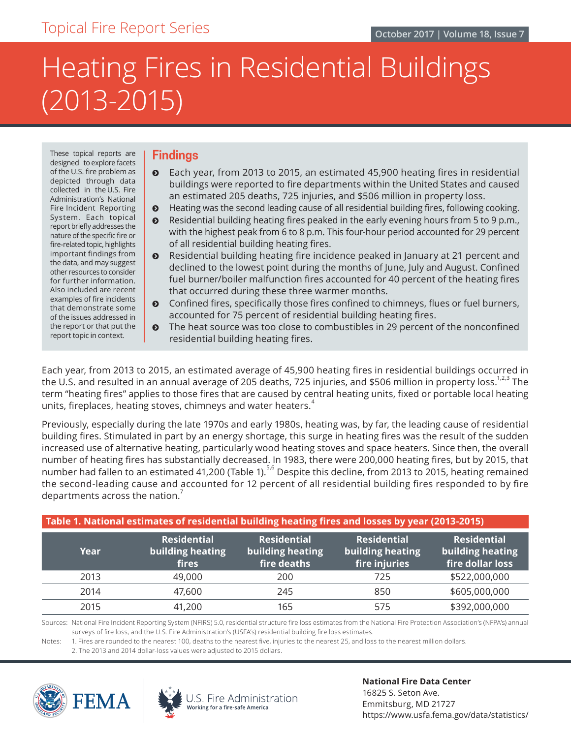Topical Fire Report Series

October 2017 | Volume 18, Issue 7

# Heating Fires in Residential Buildings (2013-2015)

These topical reports are designed to explore facets of the U.S. fire problem as depicted through data collected in the U.S. Fire Administration's National Fire Incident Reporting System. Each topical report briefly addresses the nature of the specific fire or fire-related topic, highlights important findings from the data, and may suggest other resources to consider for further information. Also included are recent examples of fire incidents that demonstrate some of the issues addressed in the report or that put the report topic in context.

## Findings

- Each year, from 2013 to 2015, an estimated 45,900 heating fires in residential buildings were reported to fire departments within the United States and caused an estimated 205 deaths, 725 injuries, and $506 million in property loss.
- Heating was the second leading cause of all residential building fires, following cooking.
- Residential building heating fires peaked in the early evening hours from 5 to 9 p.m., with the highest peak from 6 to 8 p.m. This four-hour period accounted for 29 percent of all residential building heating fires.
- Residential building heating fire incidence peaked in January at 21 percent and declined to the lowest point during the months of June, July and August. Confined fuel burner/boiler malfunction fires accounted for 40 percent of the heating fires that occurred during these three warmer months.
- Confined fires, specifically those fires confined to chimneys, flues or fuel burners, accounted for 75 percent of residential building heating fires.
- The heat source was too close to combustibles in 29 percent of the nonconfined residential building heating fires.

Each year, from 2013 to 2015, an estimated average of 45,900 heating fires in residential buildings occurred in the U.S. and resulted in an annual average of 205 deaths, 725 injuries, and $506 million in property loss.[1,2,3] The term "heating fires" applies to those fires that are caused by central heating units, fixed or portable local heating units, fireplaces, heating stoves, chimneys and water heaters.[4]

Previously, especially during the late 1970s and early 1980s, heating was, by far, the leading cause of residential building fires. Stimulated in part by an energy shortage, this surge in heating fires was the result of the sudden increased use of alternative heating, particularly wood heating stoves and space heaters. Since then, the overall number of heating fires has substantially decreased. In 1983, there were 200,000 heating fires, but by 2015, that number had fallen to an estimated 41,200 (Table 1).[5,6] Despite this decline, from 2013 to 2015, heating remained the second-leading cause and accounted for 12 percent of all residential building fires responded to by fire departments across the nation.[7]

**Table 1. National estimates of residential building heating fires and losses by year (2013-2015)**

| Year | Residential building heating fires | Residential building heating fire deaths | Residential building heating fire injuries | Residential building heating fire dollar loss |
|---|---|---|---|---|
| 2013 | 49,000 | 200 | 725 | $522,000,000 |
| 2014 | 47,600 | 245 | 850 | $605,000,000 |
| 2015 | 41,200 | 165 | 575 | $392,000,000 |

Sources: National Fire Incident Reporting System (NFIRS) 5.0, residential structure fire loss estimates from the National Fire Protection Association's (NFPA's) annual surveys of fire loss, and the U.S. Fire Administration's (USFA's) residential building fire loss estimates.

Notes: 1. Fires are rounded to the nearest 100, deaths to the nearest five, injuries to the nearest 25, and loss to the nearest million dollars.
2. The 2013 and 2014 dollar-loss values were adjusted to 2015 dollars.

FEMA | U.S. Fire Administration — Working for a fire-safe America

**National Fire Data Center**
16825 S. Seton Ave.
Emmitsburg, MD 21727
https://www.usfa.fema.gov/data/statistics/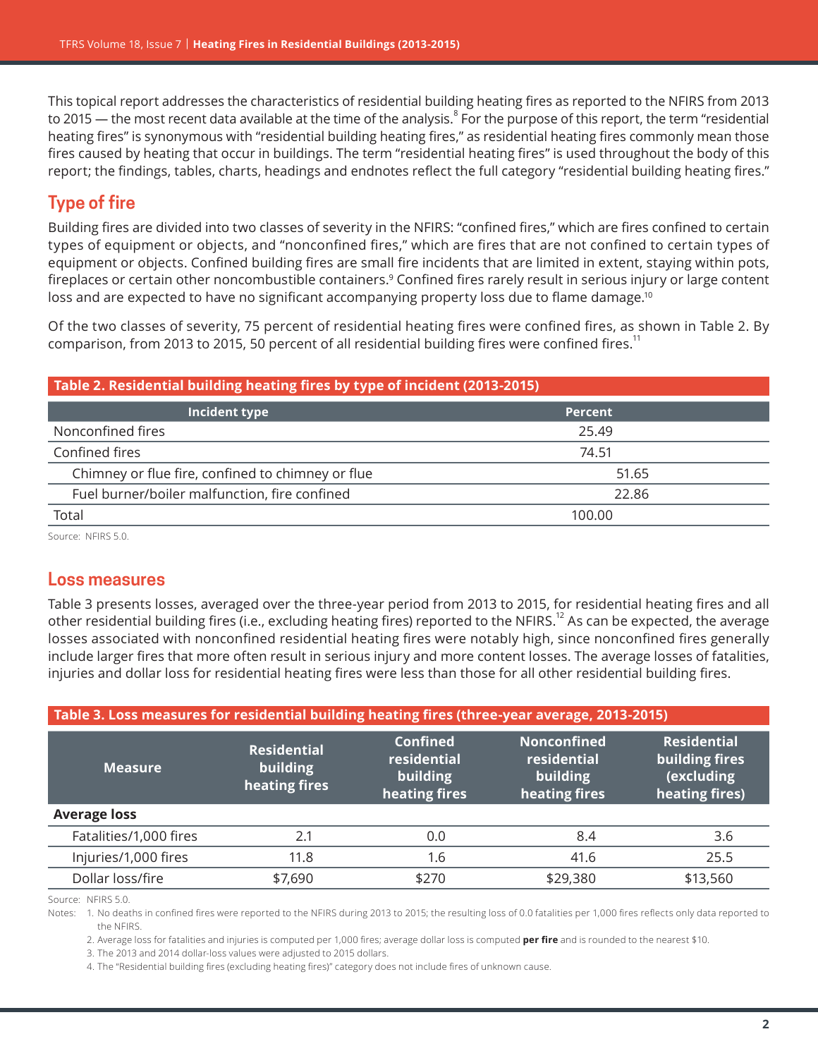This topical report addresses the characteristics of residential building heating fires as reported to the NFIRS from 2013 to 2015 — the most recent data available at the time of the analysis.[8] For the purpose of this report, the term "residential heating fires" is synonymous with "residential building heating fires," as residential heating fires commonly mean those fires caused by heating that occur in buildings. The term "residential heating fires" is used throughout the body of this report; the findings, tables, charts, headings and endnotes reflect the full category "residential building heating fires."

## Type of fire

Building fires are divided into two classes of severity in the NFIRS: "confined fires," which are fires confined to certain types of equipment or objects, and "nonconfined fires," which are fires that are not confined to certain types of equipment or objects. Confined building fires are small fire incidents that are limited in extent, staying within pots, fireplaces or certain other noncombustible containers.[9] Confined fires rarely result in serious injury or large content loss and are expected to have no significant accompanying property loss due to flame damage.[10]

Of the two classes of severity, 75 percent of residential heating fires were confined fires, as shown in Table 2. By comparison, from 2013 to 2015, 50 percent of all residential building fires were confined fires.[11]

**Table 2. Residential building heating fires by type of incident (2013-2015)**

| Incident type | Percent |
|---|---|
| Nonconfined fires | 25.49 |
| Confined fires | 74.51 |
| Chimney or flue fire, confined to chimney or flue | 51.65 |
| Fuel burner/boiler malfunction, fire confined | 22.86 |
| Total | 100.00 |

Source: NFIRS 5.0.

## Loss measures

Table 3 presents losses, averaged over the three-year period from 2013 to 2015, for residential heating fires and all other residential building fires (i.e., excluding heating fires) reported to the NFIRS.[12] As can be expected, the average losses associated with nonconfined residential heating fires were notably high, since nonconfined fires generally include larger fires that more often result in serious injury and more content losses. The average losses of fatalities, injuries and dollar loss for residential heating fires were less than those for all other residential building fires.

**Table 3. Loss measures for residential building heating fires (three-year average, 2013-2015)**

| Measure | Residential building heating fires | Confined residential building heating fires | Nonconfined residential building heating fires | Residential building fires (excluding heating fires) |
|---|---|---|---|---|
| **Average loss** | | | | |
| Fatalities/1,000 fires | 2.1 | 0.0 | 8.4 | 3.6 |
| Injuries/1,000 fires | 11.8 | 1.6 | 41.6 | 25.5 |
| Dollar loss/fire | $7,690 | $270 | $29,380 | $13,560 |

Source: NFIRS 5.0.

Notes:
1. No deaths in confined fires were reported to the NFIRS during 2013 to 2015; the resulting loss of 0.0 fatalities per 1,000 fires reflects only data reported to the NFIRS.
2. Average loss for fatalities and injuries is computed per 1,000 fires; average dollar loss is computed **per fire** and is rounded to the nearest $10.
3. The 2013 and 2014 dollar-loss values were adjusted to 2015 dollars.
4. The "Residential building fires (excluding heating fires)" category does not include fires of unknown cause.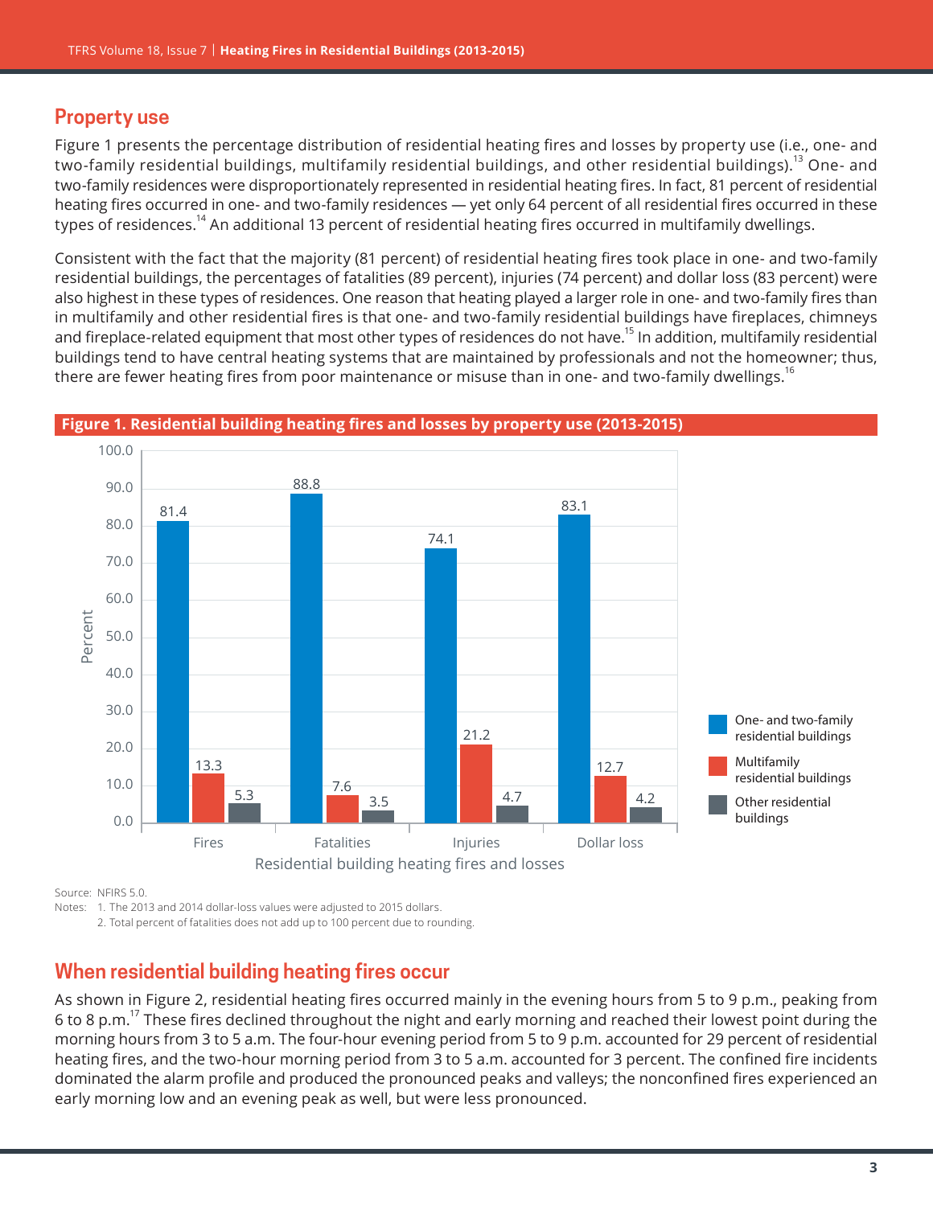## Property use

Figure 1 presents the percentage distribution of residential heating fires and losses by property use (i.e., one- and two-family residential buildings, multifamily residential buildings, and other residential buildings).[13] One- and two-family residences were disproportionately represented in residential heating fires. In fact, 81 percent of residential heating fires occurred in one- and two-family residences — yet only 64 percent of all residential fires occurred in these types of residences.[14] An additional 13 percent of residential heating fires occurred in multifamily dwellings.

Consistent with the fact that the majority (81 percent) of residential heating fires took place in one- and two-family residential buildings, the percentages of fatalities (89 percent), injuries (74 percent) and dollar loss (83 percent) were also highest in these types of residences. One reason that heating played a larger role in one- and two-family fires than in multifamily and other residential fires is that one- and two-family residential buildings have fireplaces, chimneys and fireplace-related equipment that most other types of residences do not have.[15] In addition, multifamily residential buildings tend to have central heating systems that are maintained by professionals and not the homeowner; thus, there are fewer heating fires from poor maintenance or misuse than in one- and two-family dwellings.[16]

**Figure 1. Residential building heating fires and losses by property use (2013-2015)**

| Residential building heating fires and losses | One- and two-family residential buildings (%) | Multifamily residential buildings (%) | Other residential buildings (%) |
| --- | --- | --- | --- |
| Fires | 81.4 | 13.3 | 5.3 |
| Fatalities | 88.8 | 7.6 | 3.5 |
| Injuries | 74.1 | 21.2 | 4.7 |
| Dollar loss | 83.1 | 12.7 | 4.2 |

Source: NFIRS 5.0.

Notes: 1. The 2013 and 2014 dollar-loss values were adjusted to 2015 dollars.

2. Total percent of fatalities does not add up to 100 percent due to rounding.

## When residential building heating fires occur

As shown in Figure 2, residential heating fires occurred mainly in the evening hours from 5 to 9 p.m., peaking from 6 to 8 p.m.[17] These fires declined throughout the night and early morning and reached their lowest point during the morning hours from 3 to 5 a.m. The four-hour evening period from 5 to 9 p.m. accounted for 29 percent of residential heating fires, and the two-hour morning period from 3 to 5 a.m. accounted for 3 percent. The confined fire incidents dominated the alarm profile and produced the pronounced peaks and valleys; the nonconfined fires experienced an early morning low and an evening peak as well, but were less pronounced.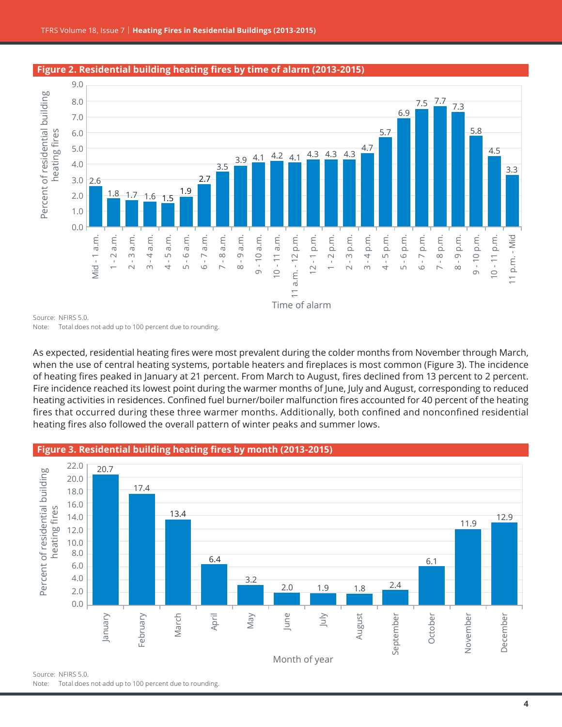**Figure 2. Residential building heating fires by time of alarm (2013-2015)**

| Time of alarm | Percent of residential building heating fires |
|---|---|
| Mid - 1 a.m. | 2.6 |
| 1 - 2 a.m. | 1.8 |
| 2 - 3 a.m. | 1.7 |
| 3 - 4 a.m. | 1.6 |
| 4 - 5 a.m. | 1.5 |
| 5 - 6 a.m. | 1.9 |
| 6 - 7 a.m. | 2.7 |
| 7 - 8 a.m. | 3.5 |
| 8 - 9 a.m. | 3.9 |
| 9 - 10 a.m. | 4.1 |
| 10 - 11 a.m. | 4.2 |
| 11 a.m. - 12 p.m. | 4.1 |
| 12 - 1 p.m. | 4.3 |
| 1 - 2 p.m. | 4.3 |
| 2 - 3 p.m. | 4.3 |
| 3 - 4 p.m. | 4.7 |
| 4 - 5 p.m. | 5.7 |
| 5 - 6 p.m. | 6.9 |
| 6 - 7 p.m. | 7.5 |
| 7 - 8 p.m. | 7.7 |
| 8 - 9 p.m. | 7.3 |
| 9 - 10 p.m. | 5.8 |
| 10 - 11 p.m. | 4.5 |
| 11 p.m. - Mid | 3.3 |

Source: NFIRS 5.0.
Note: Total does not add up to 100 percent due to rounding.

As expected, residential heating fires were most prevalent during the colder months from November through March, when the use of central heating systems, portable heaters and fireplaces is most common (Figure 3). The incidence of heating fires peaked in January at 21 percent. From March to August, fires declined from 13 percent to 2 percent. Fire incidence reached its lowest point during the warmer months of June, July and August, corresponding to reduced heating activities in residences. Confined fuel burner/boiler malfunction fires accounted for 40 percent of the heating fires that occurred during these three warmer months. Additionally, both confined and nonconfined residential heating fires also followed the overall pattern of winter peaks and summer lows.

**Figure 3. Residential building heating fires by month (2013-2015)**

| Month of year | Percent of residential building heating fires |
|---|---|
| January | 20.7 |
| February | 17.4 |
| March | 13.4 |
| April | 6.4 |
| May | 3.2 |
| June | 2.0 |
| July | 1.9 |
| August | 1.8 |
| September | 2.4 |
| October | 6.1 |
| November | 11.9 |
| December | 12.9 |

Source: NFIRS 5.0.
Note: Total does not add up to 100 percent due to rounding.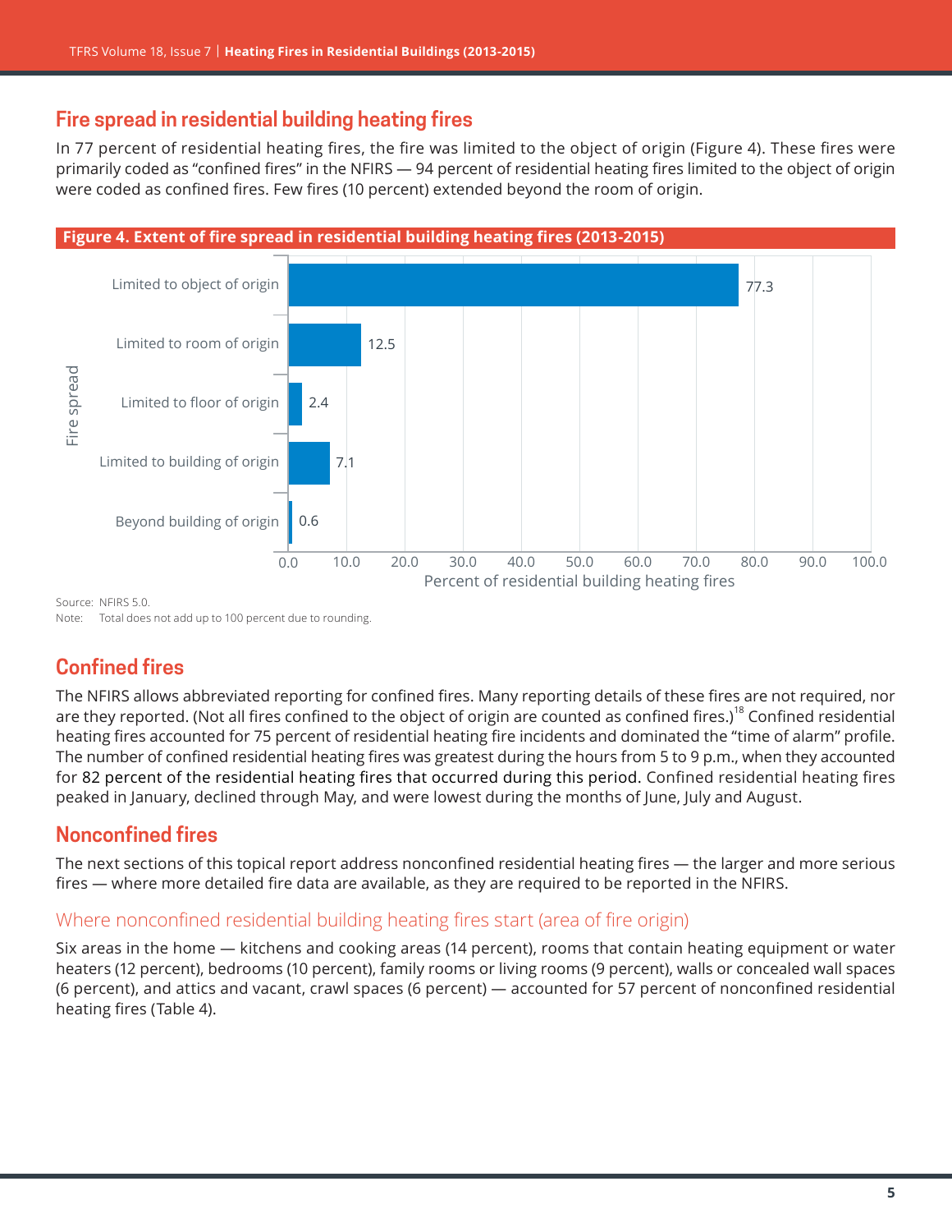## Fire spread in residential building heating fires

In 77 percent of residential heating fires, the fire was limited to the object of origin (Figure 4). These fires were primarily coded as "confined fires" in the NFIRS — 94 percent of residential heating fires limited to the object of origin were coded as confined fires. Few fires (10 percent) extended beyond the room of origin.

**Figure 4. Extent of fire spread in residential building heating fires (2013-2015)**

| Fire spread | Percent of residential building heating fires |
|---|---|
| Limited to object of origin | 77.3 |
| Limited to room of origin | 12.5 |
| Limited to floor of origin | 2.4 |
| Limited to building of origin | 7.1 |
| Beyond building of origin | 0.6 |

Source: NFIRS 5.0.
Note: Total does not add up to 100 percent due to rounding.

## Confined fires

The NFIRS allows abbreviated reporting for confined fires. Many reporting details of these fires are not required, nor are they reported. (Not all fires confined to the object of origin are counted as confined fires.)[18] Confined residential heating fires accounted for 75 percent of residential heating fire incidents and dominated the "time of alarm" profile. The number of confined residential heating fires was greatest during the hours from 5 to 9 p.m., when they accounted for 82 percent of the residential heating fires that occurred during this period. Confined residential heating fires peaked in January, declined through May, and were lowest during the months of June, July and August.

## Nonconfined fires

The next sections of this topical report address nonconfined residential heating fires — the larger and more serious fires — where more detailed fire data are available, as they are required to be reported in the NFIRS.

### Where nonconfined residential building heating fires start (area of fire origin)

Six areas in the home — kitchens and cooking areas (14 percent), rooms that contain heating equipment or water heaters (12 percent), bedrooms (10 percent), family rooms or living rooms (9 percent), walls or concealed wall spaces (6 percent), and attics and vacant, crawl spaces (6 percent) — accounted for 57 percent of nonconfined residential heating fires (Table 4).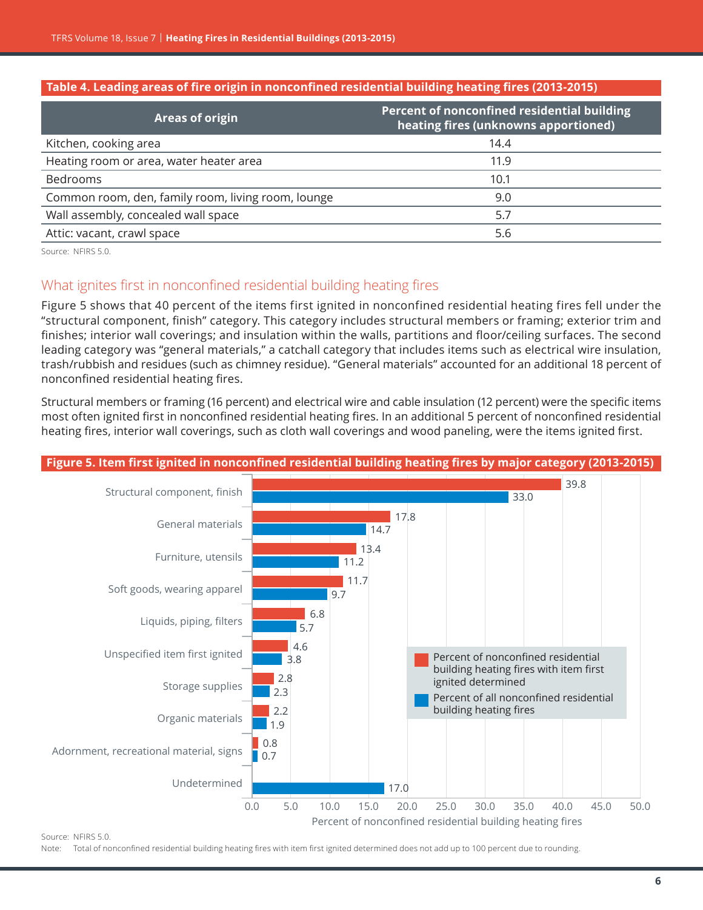**Table 4. Leading areas of fire origin in nonconfined residential building heating fires (2013-2015)**

| Areas of origin | Percent of nonconfined residential building heating fires (unknowns apportioned) |
|---|---|
| Kitchen, cooking area | 14.4 |
| Heating room or area, water heater area | 11.9 |
| Bedrooms | 10.1 |
| Common room, den, family room, living room, lounge | 9.0 |
| Wall assembly, concealed wall space | 5.7 |
| Attic: vacant, crawl space | 5.6 |

Source: NFIRS 5.0.

## What ignites first in nonconfined residential building heating fires

Figure 5 shows that 40 percent of the items first ignited in nonconfined residential heating fires fell under the "structural component, finish" category. This category includes structural members or framing; exterior trim and finishes; interior wall coverings; and insulation within the walls, partitions and floor/ceiling surfaces. The second leading category was "general materials," a catchall category that includes items such as electrical wire insulation, trash/rubbish and residues (such as chimney residue). "General materials" accounted for an additional 18 percent of nonconfined residential heating fires.

Structural members or framing (16 percent) and electrical wire and cable insulation (12 percent) were the specific items most often ignited first in nonconfined residential heating fires. In an additional 5 percent of nonconfined residential heating fires, interior wall coverings, such as cloth wall coverings and wood paneling, were the items ignited first.

**Figure 5. Item first ignited in nonconfined residential building heating fires by major category (2013-2015)**

| Item first ignited | Percent of nonconfined residential building heating fires with item first ignited determined | Percent of all nonconfined residential building heating fires |
|---|---|---|
| Structural component, finish | 39.8 | 33.0 |
| General materials | 17.8 | 14.7 |
| Furniture, utensils | 13.4 | 11.2 |
| Soft goods, wearing apparel | 11.7 | 9.7 |
| Liquids, piping, filters | 6.8 | 5.7 |
| Unspecified item first ignited | 4.6 | 3.8 |
| Storage supplies | 2.8 | 2.3 |
| Organic materials | 2.2 | 1.9 |
| Adornment, recreational material, signs | 0.8 | 0.7 |
| Undetermined | | 17.0 |

Source: NFIRS 5.0.
Note: Total of nonconfined residential building heating fires with item first ignited determined does not add up to 100 percent due to rounding.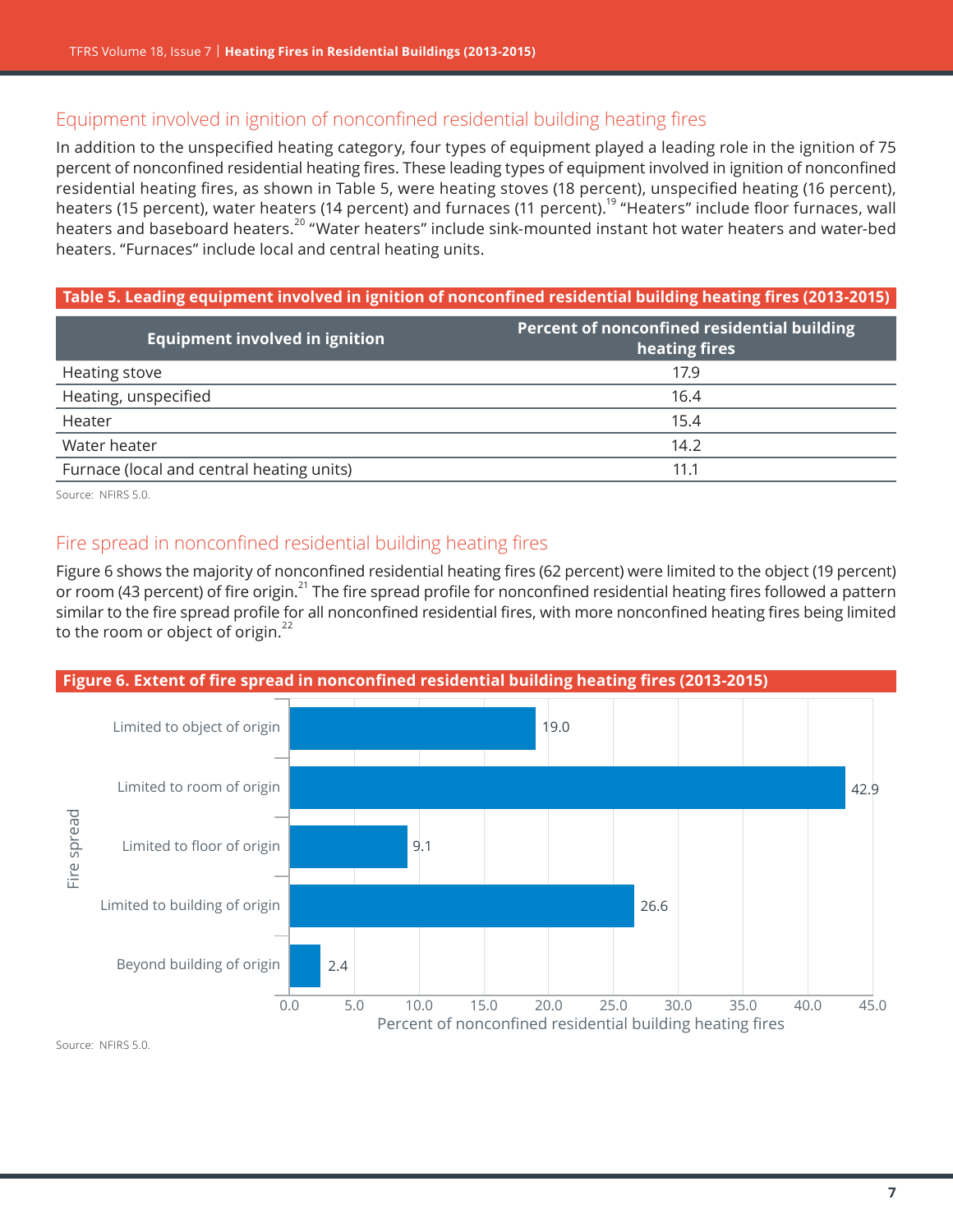## Equipment involved in ignition of nonconfined residential building heating fires

In addition to the unspecified heating category, four types of equipment played a leading role in the ignition of 75 percent of nonconfined residential heating fires. These leading types of equipment involved in ignition of nonconfined residential heating fires, as shown in Table 5, were heating stoves (18 percent), unspecified heating (16 percent), heaters (15 percent), water heaters (14 percent) and furnaces (11 percent).[19] "Heaters" include floor furnaces, wall heaters and baseboard heaters.[20] "Water heaters" include sink-mounted instant hot water heaters and water-bed heaters. "Furnaces" include local and central heating units.

**Table 5. Leading equipment involved in ignition of nonconfined residential building heating fires (2013-2015)**

| Equipment involved in ignition | Percent of nonconfined residential building heating fires |
|---|---|
| Heating stove | 17.9 |
| Heating, unspecified | 16.4 |
| Heater | 15.4 |
| Water heater | 14.2 |
| Furnace (local and central heating units) | 11.1 |

Source: NFIRS 5.0.

## Fire spread in nonconfined residential building heating fires

Figure 6 shows the majority of nonconfined residential heating fires (62 percent) were limited to the object (19 percent) or room (43 percent) of fire origin.[21] The fire spread profile for nonconfined residential heating fires followed a pattern similar to the fire spread profile for all nonconfined residential fires, with more nonconfined heating fires being limited to the room or object of origin.[22]

**Figure 6. Extent of fire spread in nonconfined residential building heating fires (2013-2015)**

| Fire spread | Percent of nonconfined residential building heating fires |
|---|---|
| Limited to object of origin | 19.0 |
| Limited to room of origin | 42.9 |
| Limited to floor of origin | 9.1 |
| Limited to building of origin | 26.6 |
| Beyond building of origin | 2.4 |

Source: NFIRS 5.0.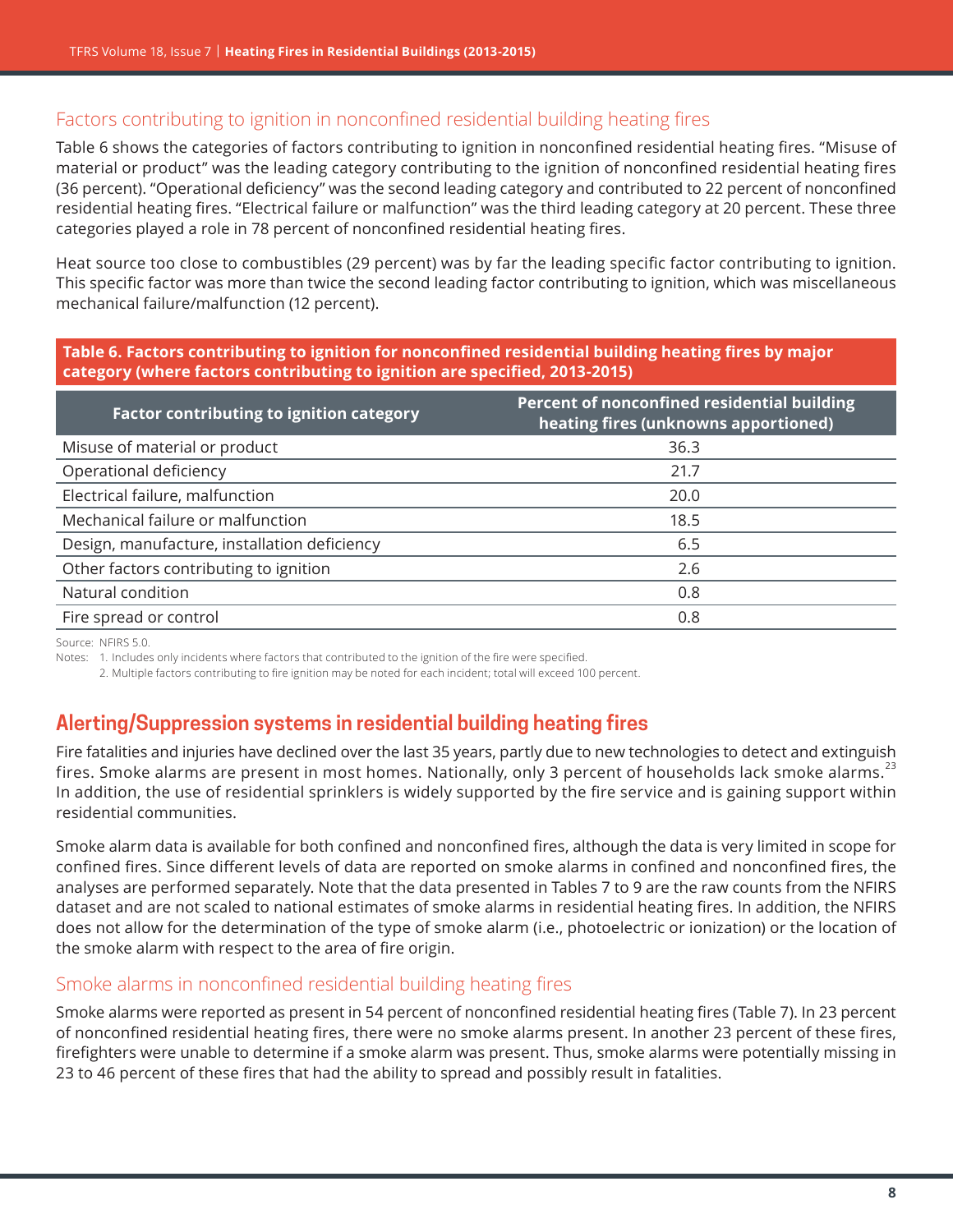### Factors contributing to ignition in nonconfined residential building heating fires

Table 6 shows the categories of factors contributing to ignition in nonconfined residential heating fires. "Misuse of material or product" was the leading category contributing to the ignition of nonconfined residential heating fires (36 percent). "Operational deficiency" was the second leading category and contributed to 22 percent of nonconfined residential heating fires. "Electrical failure or malfunction" was the third leading category at 20 percent. These three categories played a role in 78 percent of nonconfined residential heating fires.

Heat source too close to combustibles (29 percent) was by far the leading specific factor contributing to ignition. This specific factor was more than twice the second leading factor contributing to ignition, which was miscellaneous mechanical failure/malfunction (12 percent).

**Table 6. Factors contributing to ignition for nonconfined residential building heating fires by major category (where factors contributing to ignition are specified, 2013-2015)**

| Factor contributing to ignition category | Percent of nonconfined residential building heating fires (unknowns apportioned) |
|---|---|
| Misuse of material or product | 36.3 |
| Operational deficiency | 21.7 |
| Electrical failure, malfunction | 20.0 |
| Mechanical failure or malfunction | 18.5 |
| Design, manufacture, installation deficiency | 6.5 |
| Other factors contributing to ignition | 2.6 |
| Natural condition | 0.8 |
| Fire spread or control | 0.8 |

Source: NFIRS 5.0.

Notes: 1. Includes only incidents where factors that contributed to the ignition of the fire were specified.

2. Multiple factors contributing to fire ignition may be noted for each incident; total will exceed 100 percent.

## Alerting/Suppression systems in residential building heating fires

Fire fatalities and injuries have declined over the last 35 years, partly due to new technologies to detect and extinguish fires. Smoke alarms are present in most homes. Nationally, only 3 percent of households lack smoke alarms.[23] In addition, the use of residential sprinklers is widely supported by the fire service and is gaining support within residential communities.

Smoke alarm data is available for both confined and nonconfined fires, although the data is very limited in scope for confined fires. Since different levels of data are reported on smoke alarms in confined and nonconfined fires, the analyses are performed separately. Note that the data presented in Tables 7 to 9 are the raw counts from the NFIRS dataset and are not scaled to national estimates of smoke alarms in residential heating fires. In addition, the NFIRS does not allow for the determination of the type of smoke alarm (i.e., photoelectric or ionization) or the location of the smoke alarm with respect to the area of fire origin.

### Smoke alarms in nonconfined residential building heating fires

Smoke alarms were reported as present in 54 percent of nonconfined residential heating fires (Table 7). In 23 percent of nonconfined residential heating fires, there were no smoke alarms present. In another 23 percent of these fires, firefighters were unable to determine if a smoke alarm was present. Thus, smoke alarms were potentially missing in 23 to 46 percent of these fires that had the ability to spread and possibly result in fatalities.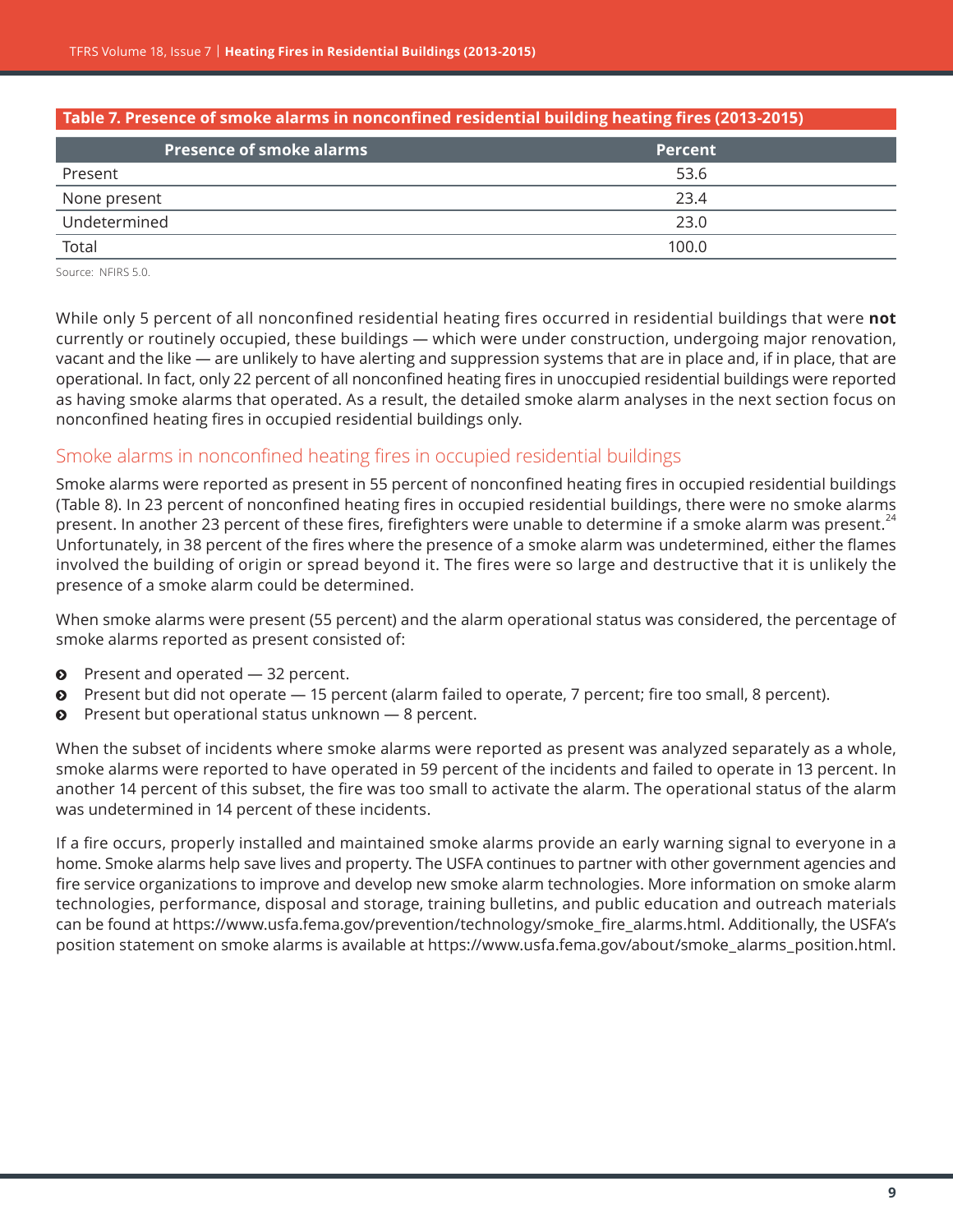**Table 7. Presence of smoke alarms in nonconfined residential building heating fires (2013-2015)**

| Presence of smoke alarms | Percent |
|---|---|
| Present | 53.6 |
| None present | 23.4 |
| Undetermined | 23.0 |
| Total | 100.0 |

Source: NFIRS 5.0.

While only 5 percent of all nonconfined residential heating fires occurred in residential buildings that were **not** currently or routinely occupied, these buildings — which were under construction, undergoing major renovation, vacant and the like — are unlikely to have alerting and suppression systems that are in place and, if in place, that are operational. In fact, only 22 percent of all nonconfined heating fires in unoccupied residential buildings were reported as having smoke alarms that operated. As a result, the detailed smoke alarm analyses in the next section focus on nonconfined heating fires in occupied residential buildings only.

## Smoke alarms in nonconfined heating fires in occupied residential buildings

Smoke alarms were reported as present in 55 percent of nonconfined heating fires in occupied residential buildings (Table 8). In 23 percent of nonconfined heating fires in occupied residential buildings, there were no smoke alarms present. In another 23 percent of these fires, firefighters were unable to determine if a smoke alarm was present.[24] Unfortunately, in 38 percent of the fires where the presence of a smoke alarm was undetermined, either the flames involved the building of origin or spread beyond it. The fires were so large and destructive that it is unlikely the presence of a smoke alarm could be determined.

When smoke alarms were present (55 percent) and the alarm operational status was considered, the percentage of smoke alarms reported as present consisted of:

- Present and operated — 32 percent.
- Present but did not operate — 15 percent (alarm failed to operate, 7 percent; fire too small, 8 percent).
- Present but operational status unknown — 8 percent.

When the subset of incidents where smoke alarms were reported as present was analyzed separately as a whole, smoke alarms were reported to have operated in 59 percent of the incidents and failed to operate in 13 percent. In another 14 percent of this subset, the fire was too small to activate the alarm. The operational status of the alarm was undetermined in 14 percent of these incidents.

If a fire occurs, properly installed and maintained smoke alarms provide an early warning signal to everyone in a home. Smoke alarms help save lives and property. The USFA continues to partner with other government agencies and fire service organizations to improve and develop new smoke alarm technologies. More information on smoke alarm technologies, performance, disposal and storage, training bulletins, and public education and outreach materials can be found at https://www.usfa.fema.gov/prevention/technology/smoke_fire_alarms.html. Additionally, the USFA's position statement on smoke alarms is available at https://www.usfa.fema.gov/about/smoke_alarms_position.html.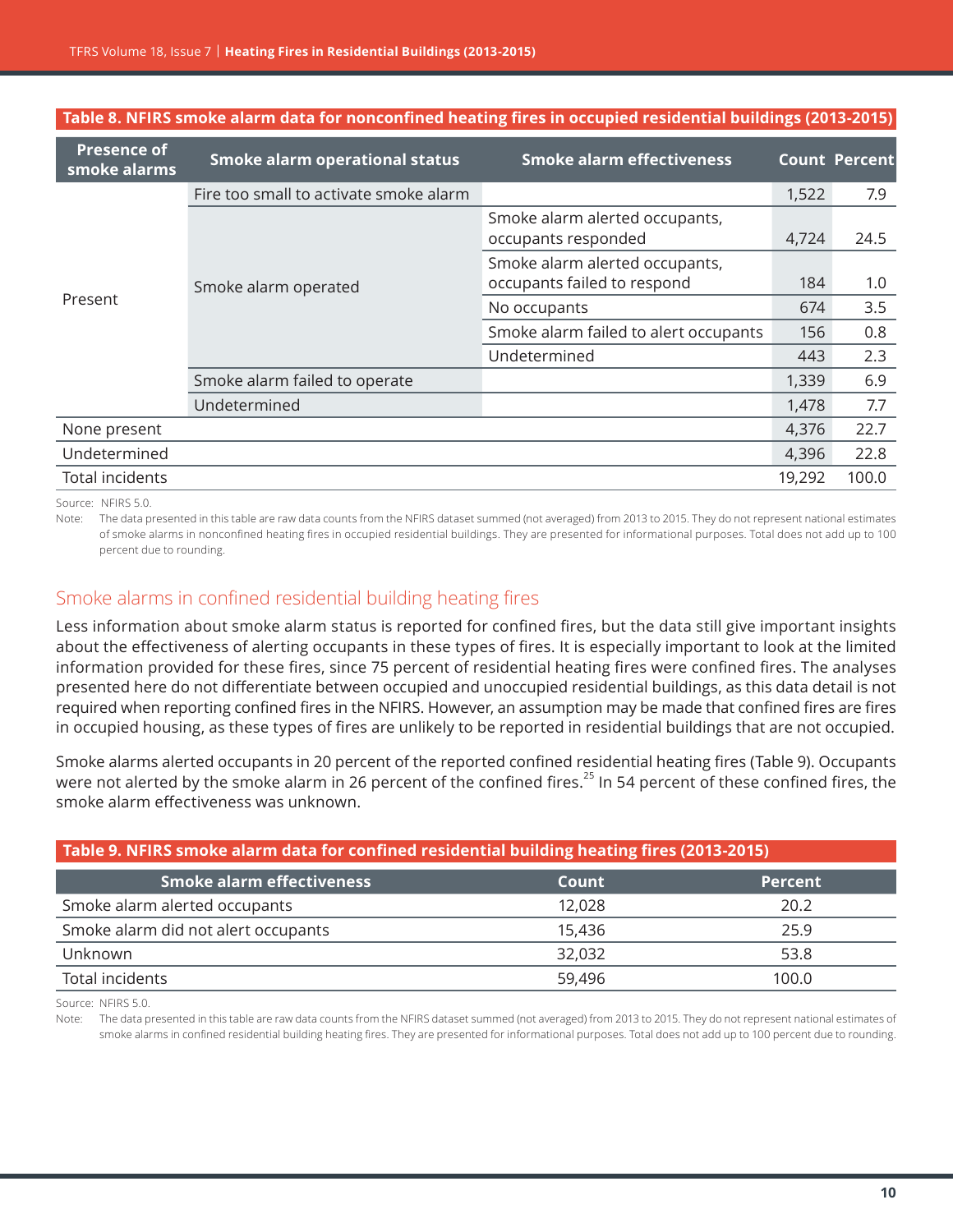**Table 8. NFIRS smoke alarm data for nonconfined heating fires in occupied residential buildings (2013-2015)**

| Presence of smoke alarms | Smoke alarm operational status | Smoke alarm effectiveness | Count | Percent |
|---|---|---|---|---|
| Present | Fire too small to activate smoke alarm | | 1,522 | 7.9 |
| | Smoke alarm operated | Smoke alarm alerted occupants, occupants responded | 4,724 | 24.5 |
| | | Smoke alarm alerted occupants, occupants failed to respond | 184 | 1.0 |
| | | No occupants | 674 | 3.5 |
| | | Smoke alarm failed to alert occupants | 156 | 0.8 |
| | | Undetermined | 443 | 2.3 |
| | Smoke alarm failed to operate | | 1,339 | 6.9 |
| | Undetermined | | 1,478 | 7.7 |
| None present | | | 4,376 | 22.7 |
| Undetermined | | | 4,396 | 22.8 |
| Total incidents | | | 19,292 | 100.0 |

Source: NFIRS 5.0.

Note: The data presented in this table are raw data counts from the NFIRS dataset summed (not averaged) from 2013 to 2015. They do not represent national estimates of smoke alarms in nonconfined heating fires in occupied residential buildings. They are presented for informational purposes. Total does not add up to 100 percent due to rounding.

## Smoke alarms in confined residential building heating fires

Less information about smoke alarm status is reported for confined fires, but the data still give important insights about the effectiveness of alerting occupants in these types of fires. It is especially important to look at the limited information provided for these fires, since 75 percent of residential heating fires were confined fires. The analyses presented here do not differentiate between occupied and unoccupied residential buildings, as this data detail is not required when reporting confined fires in the NFIRS. However, an assumption may be made that confined fires are fires in occupied housing, as these types of fires are unlikely to be reported in residential buildings that are not occupied.

Smoke alarms alerted occupants in 20 percent of the reported confined residential heating fires (Table 9). Occupants were not alerted by the smoke alarm in 26 percent of the confined fires.[25] In 54 percent of these confined fires, the smoke alarm effectiveness was unknown.

**Table 9. NFIRS smoke alarm data for confined residential building heating fires (2013-2015)**

| Smoke alarm effectiveness | Count | Percent |
|---|---|---|
| Smoke alarm alerted occupants | 12,028 | 20.2 |
| Smoke alarm did not alert occupants | 15,436 | 25.9 |
| Unknown | 32,032 | 53.8 |
| Total incidents | 59,496 | 100.0 |

Source: NFIRS 5.0.

Note: The data presented in this table are raw data counts from the NFIRS dataset summed (not averaged) from 2013 to 2015. They do not represent national estimates of smoke alarms in confined residential building heating fires. They are presented for informational purposes. Total does not add up to 100 percent due to rounding.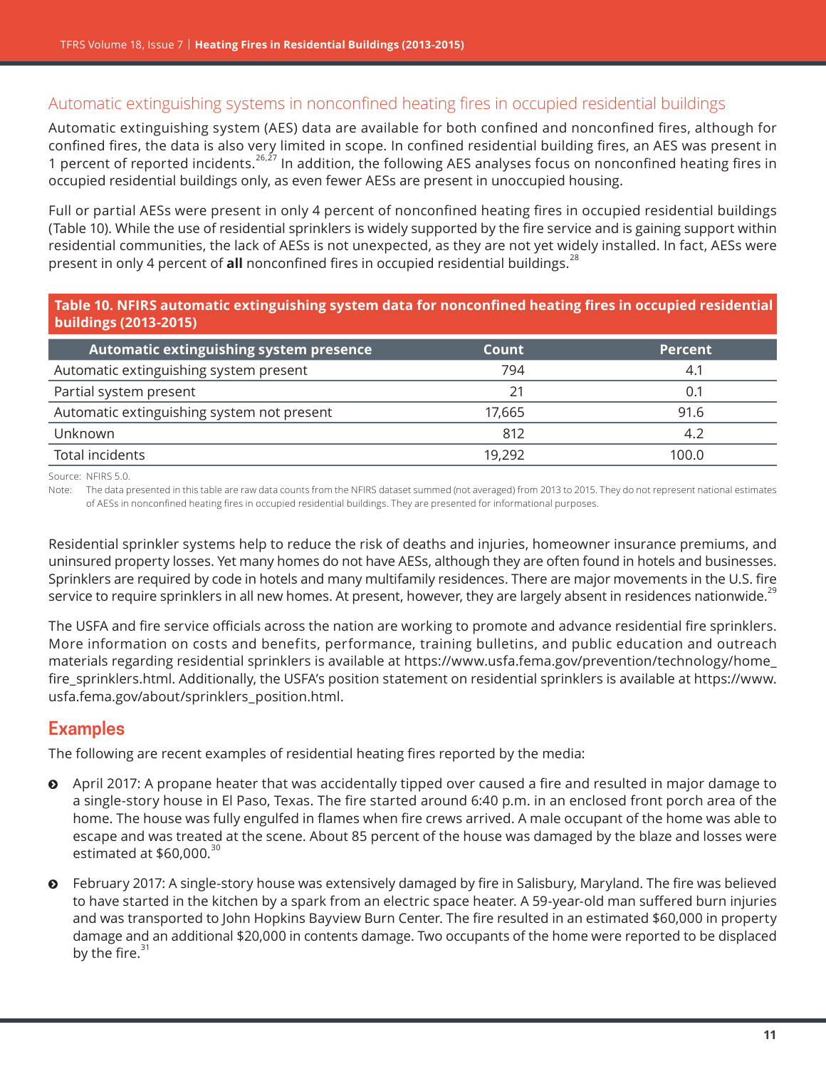## Automatic extinguishing systems in nonconfined heating fires in occupied residential buildings

Automatic extinguishing system (AES) data are available for both confined and nonconfined fires, although for confined fires, the data is also very limited in scope. In confined residential building fires, an AES was present in 1 percent of reported incidents.[26,27] In addition, the following AES analyses focus on nonconfined heating fires in occupied residential buildings only, as even fewer AESs are present in unoccupied housing.

Full or partial AESs were present in only 4 percent of nonconfined heating fires in occupied residential buildings (Table 10). While the use of residential sprinklers is widely supported by the fire service and is gaining support within residential communities, the lack of AESs is not unexpected, as they are not yet widely installed. In fact, AESs were present in only 4 percent of **all** nonconfined fires in occupied residential buildings.[28]

**Table 10. NFIRS automatic extinguishing system data for nonconfined heating fires in occupied residential buildings (2013-2015)**

| Automatic extinguishing system presence | Count | Percent |
|---|---|---|
| Automatic extinguishing system present | 794 | 4.1 |
| Partial system present | 21 | 0.1 |
| Automatic extinguishing system not present | 17,665 | 91.6 |
| Unknown | 812 | 4.2 |
| Total incidents | 19,292 | 100.0 |

Source: NFIRS 5.0.

Note: The data presented in this table are raw data counts from the NFIRS dataset summed (not averaged) from 2013 to 2015. They do not represent national estimates of AESs in nonconfined heating fires in occupied residential buildings. They are presented for informational purposes.

Residential sprinkler systems help to reduce the risk of deaths and injuries, homeowner insurance premiums, and uninsured property losses. Yet many homes do not have AESs, although they are often found in hotels and businesses. Sprinklers are required by code in hotels and many multifamily residences. There are major movements in the U.S. fire service to require sprinklers in all new homes. At present, however, they are largely absent in residences nationwide.[29]

The USFA and fire service officials across the nation are working to promote and advance residential fire sprinklers. More information on costs and benefits, performance, training bulletins, and public education and outreach materials regarding residential sprinklers is available at https://www.usfa.fema.gov/prevention/technology/home_fire_sprinklers.html. Additionally, the USFA's position statement on residential sprinklers is available at https://www.usfa.fema.gov/about/sprinklers_position.html.

## Examples

The following are recent examples of residential heating fires reported by the media:

- April 2017: A propane heater that was accidentally tipped over caused a fire and resulted in major damage to a single-story house in El Paso, Texas. The fire started around 6:40 p.m. in an enclosed front porch area of the home. The house was fully engulfed in flames when fire crews arrived. A male occupant of the home was able to escape and was treated at the scene. About 85 percent of the house was damaged by the blaze and losses were estimated at $60,000.[30]
- February 2017: A single-story house was extensively damaged by fire in Salisbury, Maryland. The fire was believed to have started in the kitchen by a spark from an electric space heater. A 59-year-old man suffered burn injuries and was transported to John Hopkins Bayview Burn Center. The fire resulted in an estimated $60,000 in property damage and an additional $20,000 in contents damage. Two occupants of the home were reported to be displaced by the fire.[31]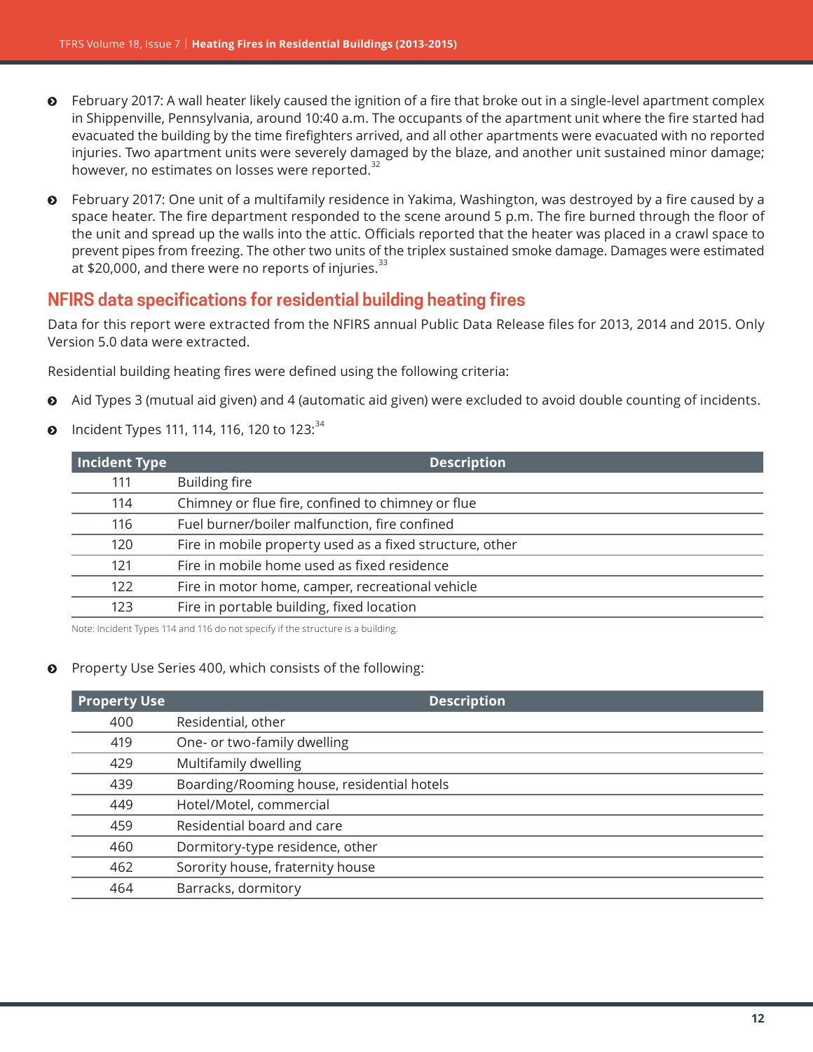- February 2017: A wall heater likely caused the ignition of a fire that broke out in a single-level apartment complex in Shippenville, Pennsylvania, around 10:40 a.m. The occupants of the apartment unit where the fire started had evacuated the building by the time firefighters arrived, and all other apartments were evacuated with no reported injuries. Two apartment units were severely damaged by the blaze, and another unit sustained minor damage; however, no estimates on losses were reported.[32]
- February 2017: One unit of a multifamily residence in Yakima, Washington, was destroyed by a fire caused by a space heater. The fire department responded to the scene around 5 p.m. The fire burned through the floor of the unit and spread up the walls into the attic. Officials reported that the heater was placed in a crawl space to prevent pipes from freezing. The other two units of the triplex sustained smoke damage. Damages were estimated at $20,000, and there were no reports of injuries.[33]

## NFIRS data specifications for residential building heating fires

Data for this report were extracted from the NFIRS annual Public Data Release files for 2013, 2014 and 2015. Only Version 5.0 data were extracted.

Residential building heating fires were defined using the following criteria:

- Aid Types 3 (mutual aid given) and 4 (automatic aid given) were excluded to avoid double counting of incidents.
- Incident Types 111, 114, 116, 120 to 123:[34]

| Incident Type | Description |
|---|---|
| 111 | Building fire |
| 114 | Chimney or flue fire, confined to chimney or flue |
| 116 | Fuel burner/boiler malfunction, fire confined |
| 120 | Fire in mobile property used as a fixed structure, other |
| 121 | Fire in mobile home used as fixed residence |
| 122 | Fire in motor home, camper, recreational vehicle |
| 123 | Fire in portable building, fixed location |

Note: Incident Types 114 and 116 do not specify if the structure is a building.

- Property Use Series 400, which consists of the following:

| Property Use | Description |
|---|---|
| 400 | Residential, other |
| 419 | One- or two-family dwelling |
| 429 | Multifamily dwelling |
| 439 | Boarding/Rooming house, residential hotels |
| 449 | Hotel/Motel, commercial |
| 459 | Residential board and care |
| 460 | Dormitory-type residence, other |
| 462 | Sorority house, fraternity house |
| 464 | Barracks, dormitory |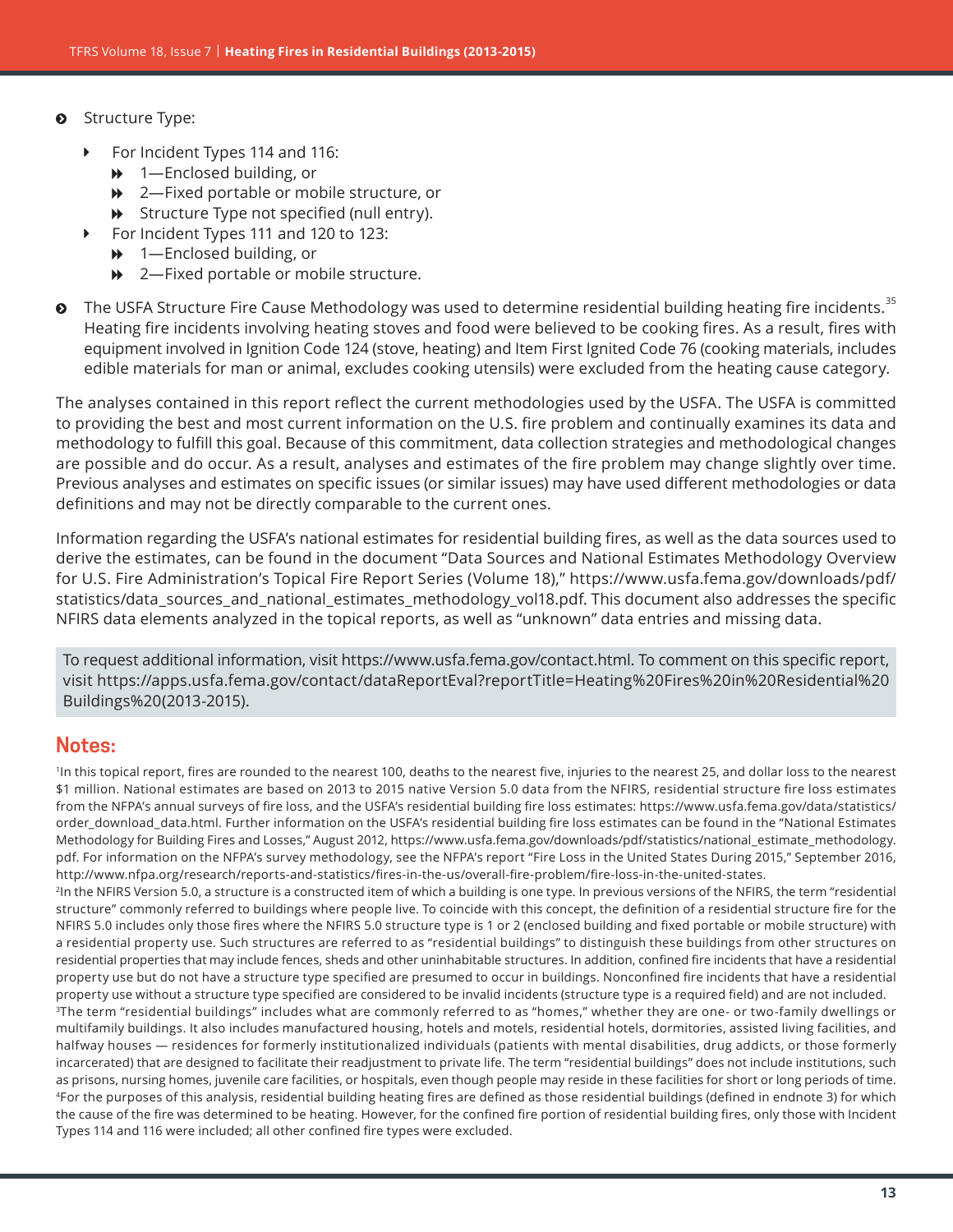- Structure Type:
  - For Incident Types 114 and 116:
    - 1—Enclosed building, or
    - 2—Fixed portable or mobile structure, or
    - Structure Type not specified (null entry).
  - For Incident Types 111 and 120 to 123:
    - 1—Enclosed building, or
    - 2—Fixed portable or mobile structure.
- The USFA Structure Fire Cause Methodology was used to determine residential building heating fire incidents.[35] Heating fire incidents involving heating stoves and food were believed to be cooking fires. As a result, fires with equipment involved in Ignition Code 124 (stove, heating) and Item First Ignited Code 76 (cooking materials, includes edible materials for man or animal, excludes cooking utensils) were excluded from the heating cause category.

The analyses contained in this report reflect the current methodologies used by the USFA. The USFA is committed to providing the best and most current information on the U.S. fire problem and continually examines its data and methodology to fulfill this goal. Because of this commitment, data collection strategies and methodological changes are possible and do occur. As a result, analyses and estimates of the fire problem may change slightly over time. Previous analyses and estimates on specific issues (or similar issues) may have used different methodologies or data definitions and may not be directly comparable to the current ones.

Information regarding the USFA's national estimates for residential building fires, as well as the data sources used to derive the estimates, can be found in the document "Data Sources and National Estimates Methodology Overview for U.S. Fire Administration's Topical Fire Report Series (Volume 18)," https://www.usfa.fema.gov/downloads/pdf/statistics/data_sources_and_national_estimates_methodology_vol18.pdf. This document also addresses the specific NFIRS data elements analyzed in the topical reports, as well as "unknown" data entries and missing data.

To request additional information, visit https://www.usfa.fema.gov/contact.html. To comment on this specific report, visit https://apps.usfa.fema.gov/contact/dataReportEval?reportTitle=Heating%20Fires%20in%20Residential%20Buildings%20(2013-2015).

## Notes:

[1]In this topical report, fires are rounded to the nearest 100, deaths to the nearest five, injuries to the nearest 25, and dollar loss to the nearest $1 million. National estimates are based on 2013 to 2015 native Version 5.0 data from the NFIRS, residential structure fire loss estimates from the NFPA's annual surveys of fire loss, and the USFA's residential building fire loss estimates: https://www.usfa.fema.gov/data/statistics/order_download_data.html. Further information on the USFA's residential building fire loss estimates can be found in the "National Estimates Methodology for Building Fires and Losses," August 2012, https://www.usfa.fema.gov/downloads/pdf/statistics/national_estimate_methodology.pdf. For information on the NFPA's survey methodology, see the NFPA's report "Fire Loss in the United States During 2015," September 2016, http://www.nfpa.org/research/reports-and-statistics/fires-in-the-us/overall-fire-problem/fire-loss-in-the-united-states.

[2]In the NFIRS Version 5.0, a structure is a constructed item of which a building is one type. In previous versions of the NFIRS, the term "residential structure" commonly referred to buildings where people live. To coincide with this concept, the definition of a residential structure fire for the NFIRS 5.0 includes only those fires where the NFIRS 5.0 structure type is 1 or 2 (enclosed building and fixed portable or mobile structure) with a residential property use. Such structures are referred to as "residential buildings" to distinguish these buildings from other structures on residential properties that may include fences, sheds and other uninhabitable structures. In addition, confined fire incidents that have a residential property use but do not have a structure type specified are presumed to occur in buildings. Nonconfined fire incidents that have a residential property use without a structure type specified are considered to be invalid incidents (structure type is a required field) and are not included.

[3]The term "residential buildings" includes what are commonly referred to as "homes," whether they are one- or two-family dwellings or multifamily buildings. It also includes manufactured housing, hotels and motels, residential hotels, dormitories, assisted living facilities, and halfway houses — residences for formerly institutionalized individuals (patients with mental disabilities, drug addicts, or those formerly incarcerated) that are designed to facilitate their readjustment to private life. The term "residential buildings" does not include institutions, such as prisons, nursing homes, juvenile care facilities, or hospitals, even though people may reside in these facilities for short or long periods of time.

[4]For the purposes of this analysis, residential building heating fires are defined as those residential buildings (defined in endnote 3) for which the cause of the fire was determined to be heating. However, for the confined fire portion of residential building fires, only those with Incident Types 114 and 116 were included; all other confined fire types were excluded.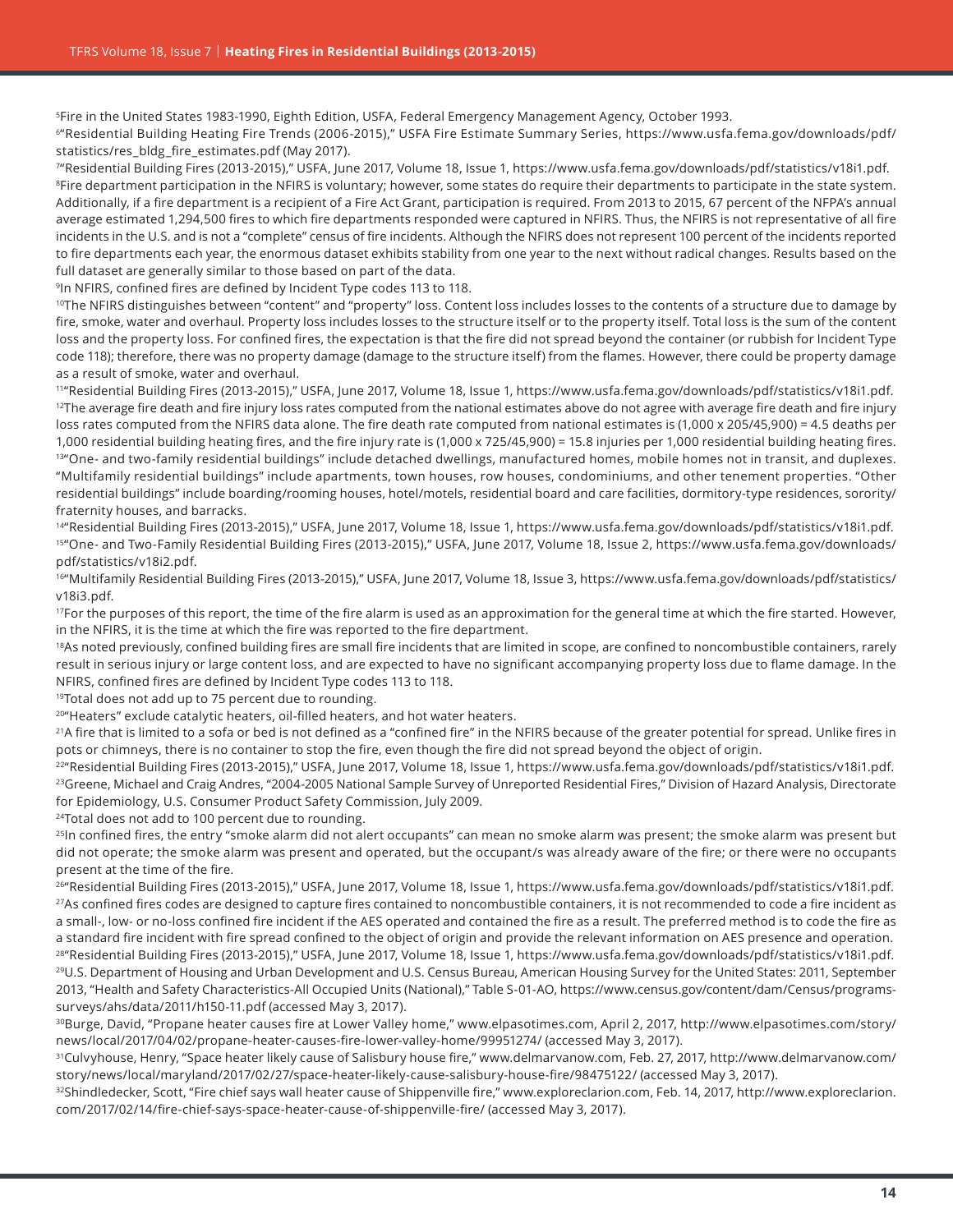[5]Fire in the United States 1983-1990, Eighth Edition, USFA, Federal Emergency Management Agency, October 1993.

[6]"Residential Building Heating Fire Trends (2006-2015)," USFA Fire Estimate Summary Series, https://www.usfa.fema.gov/downloads/pdf/statistics/res_bldg_fire_estimates.pdf (May 2017).

[7]"Residential Building Fires (2013-2015)," USFA, June 2017, Volume 18, Issue 1, https://www.usfa.fema.gov/downloads/pdf/statistics/v18i1.pdf.

[8]Fire department participation in the NFIRS is voluntary; however, some states do require their departments to participate in the state system. Additionally, if a fire department is a recipient of a Fire Act Grant, participation is required. From 2013 to 2015, 67 percent of the NFPA's annual average estimated 1,294,500 fires to which fire departments responded were captured in NFIRS. Thus, the NFIRS is not representative of all fire incidents in the U.S. and is not a "complete" census of fire incidents. Although the NFIRS does not represent 100 percent of the incidents reported to fire departments each year, the enormous dataset exhibits stability from one year to the next without radical changes. Results based on the full dataset are generally similar to those based on part of the data.

[9]In NFIRS, confined fires are defined by Incident Type codes 113 to 118.

[10]The NFIRS distinguishes between "content" and "property" loss. Content loss includes losses to the contents of a structure due to damage by fire, smoke, water and overhaul. Property loss includes losses to the structure itself or to the property itself. Total loss is the sum of the content loss and the property loss. For confined fires, the expectation is that the fire did not spread beyond the container (or rubbish for Incident Type code 118); therefore, there was no property damage (damage to the structure itself) from the flames. However, there could be property damage as a result of smoke, water and overhaul.

[11]"Residential Building Fires (2013-2015)," USFA, June 2017, Volume 18, Issue 1, https://www.usfa.fema.gov/downloads/pdf/statistics/v18i1.pdf.

[12]The average fire death and fire injury loss rates computed from the national estimates above do not agree with average fire death and fire injury loss rates computed from the NFIRS data alone. The fire death rate computed from national estimates is (1,000 x 205/45,900) = 4.5 deaths per 1,000 residential building heating fires, and the fire injury rate is (1,000 x 725/45,900) = 15.8 injuries per 1,000 residential building heating fires.

[13]"One- and two-family residential buildings" include detached dwellings, manufactured homes, mobile homes not in transit, and duplexes. "Multifamily residential buildings" include apartments, town houses, row houses, condominiums, and other tenement properties. "Other residential buildings" include boarding/rooming houses, hotel/motels, residential board and care facilities, dormitory-type residences, sorority/fraternity houses, and barracks.

[14]"Residential Building Fires (2013-2015)," USFA, June 2017, Volume 18, Issue 1, https://www.usfa.fema.gov/downloads/pdf/statistics/v18i1.pdf.

[15]"One- and Two-Family Residential Building Fires (2013-2015)," USFA, June 2017, Volume 18, Issue 2, https://www.usfa.fema.gov/downloads/pdf/statistics/v18i2.pdf.

[16]"Multifamily Residential Building Fires (2013-2015)," USFA, June 2017, Volume 18, Issue 3, https://www.usfa.fema.gov/downloads/pdf/statistics/v18i3.pdf.

[17]For the purposes of this report, the time of the fire alarm is used as an approximation for the general time at which the fire started. However, in the NFIRS, it is the time at which the fire was reported to the fire department.

[18]As noted previously, confined building fires are small fire incidents that are limited in scope, are confined to noncombustible containers, rarely result in serious injury or large content loss, and are expected to have no significant accompanying property loss due to flame damage. In the NFIRS, confined fires are defined by Incident Type codes 113 to 118.

[19]Total does not add up to 75 percent due to rounding.

[20]"Heaters" exclude catalytic heaters, oil-filled heaters, and hot water heaters.

[21]A fire that is limited to a sofa or bed is not defined as a "confined fire" in the NFIRS because of the greater potential for spread. Unlike fires in pots or chimneys, there is no container to stop the fire, even though the fire did not spread beyond the object of origin.

[22]"Residential Building Fires (2013-2015)," USFA, June 2017, Volume 18, Issue 1, https://www.usfa.fema.gov/downloads/pdf/statistics/v18i1.pdf.

[23]Greene, Michael and Craig Andres, "2004-2005 National Sample Survey of Unreported Residential Fires," Division of Hazard Analysis, Directorate for Epidemiology, U.S. Consumer Product Safety Commission, July 2009.

[24]Total does not add to 100 percent due to rounding.

[25]In confined fires, the entry "smoke alarm did not alert occupants" can mean no smoke alarm was present; the smoke alarm was present but did not operate; the smoke alarm was present and operated, but the occupant/s was already aware of the fire; or there were no occupants present at the time of the fire.

[26]"Residential Building Fires (2013-2015)," USFA, June 2017, Volume 18, Issue 1, https://www.usfa.fema.gov/downloads/pdf/statistics/v18i1.pdf.

[27]As confined fires codes are designed to capture fires contained to noncombustible containers, it is not recommended to code a fire incident as a small-, low- or no-loss confined fire incident if the AES operated and contained the fire as a result. The preferred method is to code the fire as a standard fire incident with fire spread confined to the object of origin and provide the relevant information on AES presence and operation.

[28]"Residential Building Fires (2013-2015)," USFA, June 2017, Volume 18, Issue 1, https://www.usfa.fema.gov/downloads/pdf/statistics/v18i1.pdf.

[29]U.S. Department of Housing and Urban Development and U.S. Census Bureau, American Housing Survey for the United States: 2011, September 2013, "Health and Safety Characteristics-All Occupied Units (National)," Table S-01-AO, https://www.census.gov/content/dam/Census/programs-surveys/ahs/data/2011/h150-11.pdf (accessed May 3, 2017).

[30]Burge, David, "Propane heater causes fire at Lower Valley home," www.elpasotimes.com, April 2, 2017, http://www.elpasotimes.com/story/news/local/2017/04/02/propane-heater-causes-fire-lower-valley-home/99951274/ (accessed May 3, 2017).

[31]Culvyhouse, Henry, "Space heater likely cause of Salisbury house fire," www.delmarvanow.com, Feb. 27, 2017, http://www.delmarvanow.com/story/news/local/maryland/2017/02/27/space-heater-likely-cause-salisbury-house-fire/98475122/ (accessed May 3, 2017).

[32]Shindledecker, Scott, "Fire chief says wall heater cause of Shippenville fire," www.exploreclarion.com, Feb. 14, 2017, http://www.exploreclarion.com/2017/02/14/fire-chief-says-space-heater-cause-of-shippenville-fire/ (accessed May 3, 2017).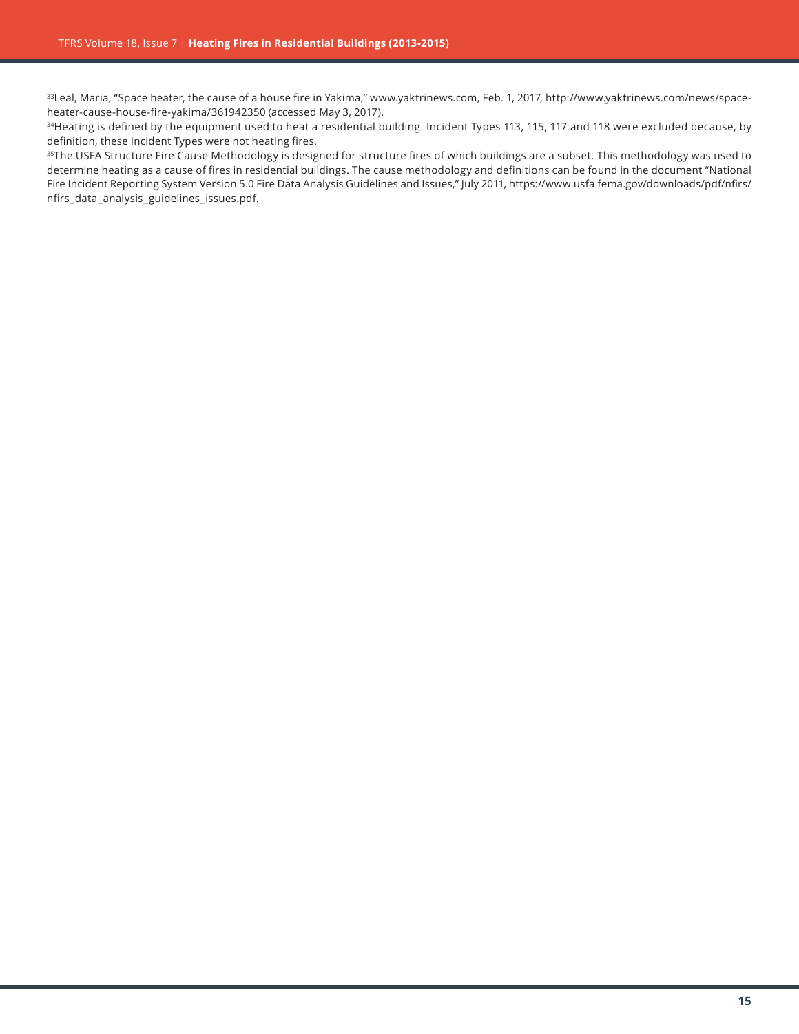[33]Leal, Maria, "Space heater, the cause of a house fire in Yakima," www.yaktrinews.com, Feb. 1, 2017, http://www.yaktrinews.com/news/space-heater-cause-house-fire-yakima/361942350 (accessed May 3, 2017).

[34]Heating is defined by the equipment used to heat a residential building. Incident Types 113, 115, 117 and 118 were excluded because, by definition, these Incident Types were not heating fires.

[35]The USFA Structure Fire Cause Methodology is designed for structure fires of which buildings are a subset. This methodology was used to determine heating as a cause of fires in residential buildings. The cause methodology and definitions can be found in the document "National Fire Incident Reporting System Version 5.0 Fire Data Analysis Guidelines and Issues," July 2011, https://www.usfa.fema.gov/downloads/pdf/nfirs/nfirs_data_analysis_guidelines_issues.pdf.